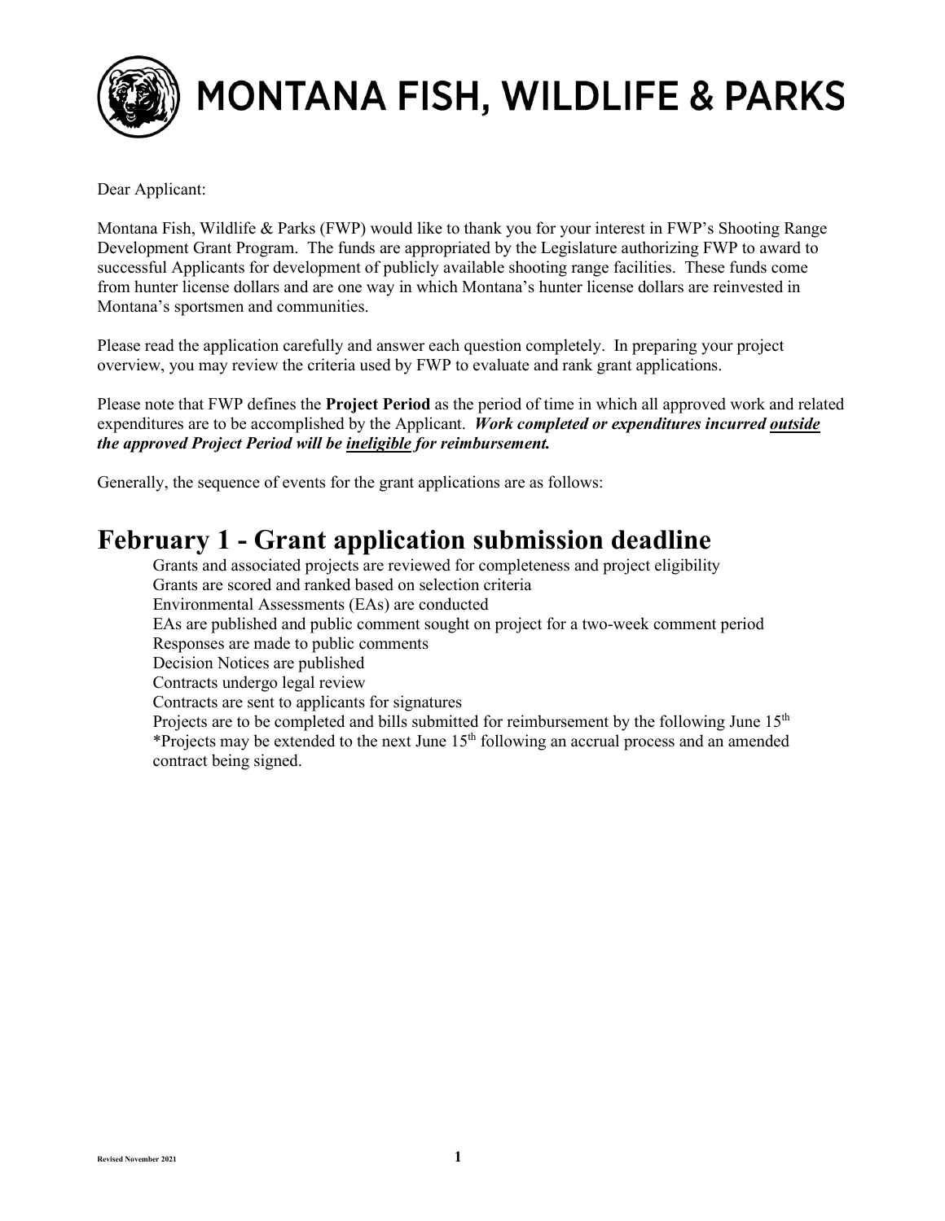# MONTANA FISH, WILDLIFE & PARKS

Dear Applicant:

Montana Fish, Wildlife & Parks (FWP) would like to thank you for your interest in FWP's Shooting Range Development Grant Program. The funds are appropriated by the Legislature authorizing FWP to award to successful Applicants for development of publicly available shooting range facilities. These funds come from hunter license dollars and are one way in which Montana's hunter license dollars are reinvested in Montana's sportsmen and communities.

Please read the application carefully and answer each question completely. In preparing your project overview, you may review the criteria used by FWP to evaluate and rank grant applications.

Please note that FWP defines the **Project Period** as the period of time in which all approved work and related expenditures are to be accomplished by the Applicant. ***Work completed or expenditures incurred <u>outside</u> the approved Project Period will be <u>ineligible</u> for reimbursement.***

Generally, the sequence of events for the grant applications are as follows:

## February 1 - Grant application submission deadline

Grants and associated projects are reviewed for completeness and project eligibility
Grants are scored and ranked based on selection criteria
Environmental Assessments (EAs) are conducted
EAs are published and public comment sought on project for a two-week comment period
Responses are made to public comments
Decision Notices are published
Contracts undergo legal review
Contracts are sent to applicants for signatures
Projects are to be completed and bills submitted for reimbursement by the following June 15th
*Projects may be extended to the next June 15th following an accrual process and an amended contract being signed.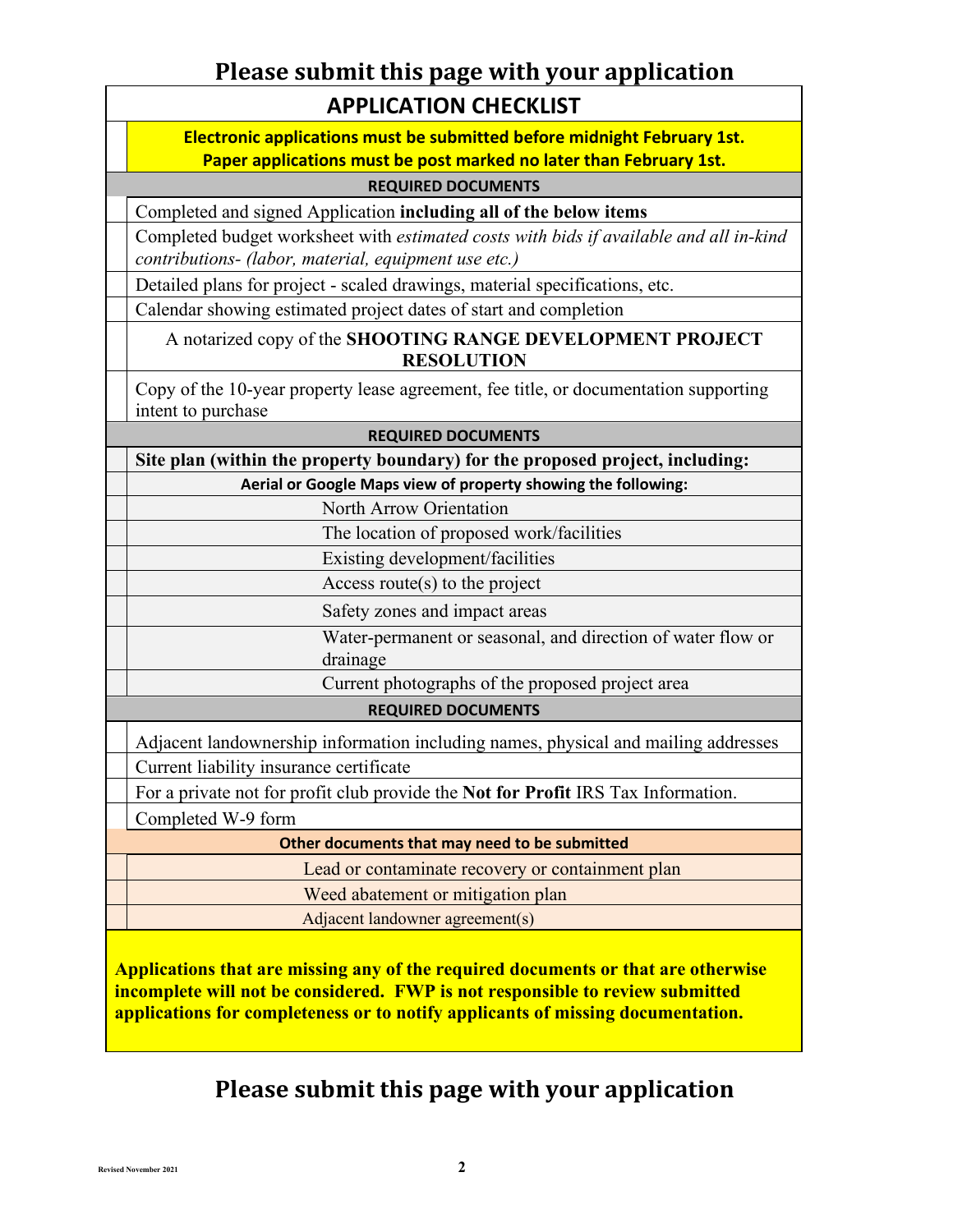## Please submit this page with your application

| | APPLICATION CHECKLIST |
|---|---|
| | **Electronic applications must be submitted before midnight February 1st. Paper applications must be post marked no later than February 1st.** |
| | **REQUIRED DOCUMENTS** |
| | Completed and signed Application **including all of the below items** |
| | Completed budget worksheet with *estimated costs with bids if available and all in-kind contributions- (labor, material, equipment use etc.)* |
| | Detailed plans for project - scaled drawings, material specifications, etc. |
| | Calendar showing estimated project dates of start and completion |
| | A notarized copy of the **SHOOTING RANGE DEVELOPMENT PROJECT RESOLUTION** |
| | Copy of the 10-year property lease agreement, fee title, or documentation supporting intent to purchase |
| | **REQUIRED DOCUMENTS** |
| | **Site plan (within the property boundary) for the proposed project, including:** |
| | **Aerial or Google Maps view of property showing the following:** |
| | North Arrow Orientation |
| | The location of proposed work/facilities |
| | Existing development/facilities |
| | Access route(s) to the project |
| | Safety zones and impact areas |
| | Water-permanent or seasonal, and direction of water flow or drainage |
| | Current photographs of the proposed project area |
| | **REQUIRED DOCUMENTS** |
| | Adjacent landownership information including names, physical and mailing addresses |
| | Current liability insurance certificate |
| | For a private not for profit club provide the **Not for Profit** IRS Tax Information. |
| | Completed W-9 form |
| | **Other documents that may need to be submitted** |
| | Lead or contaminate recovery or containment plan |
| | Weed abatement or mitigation plan |
| | Adjacent landowner agreement(s) |

**Applications that are missing any of the required documents or that are otherwise incomplete will not be considered. FWP is not responsible to review submitted applications for completeness or to notify applicants of missing documentation.**

## Please submit this page with your application

Revised November 2021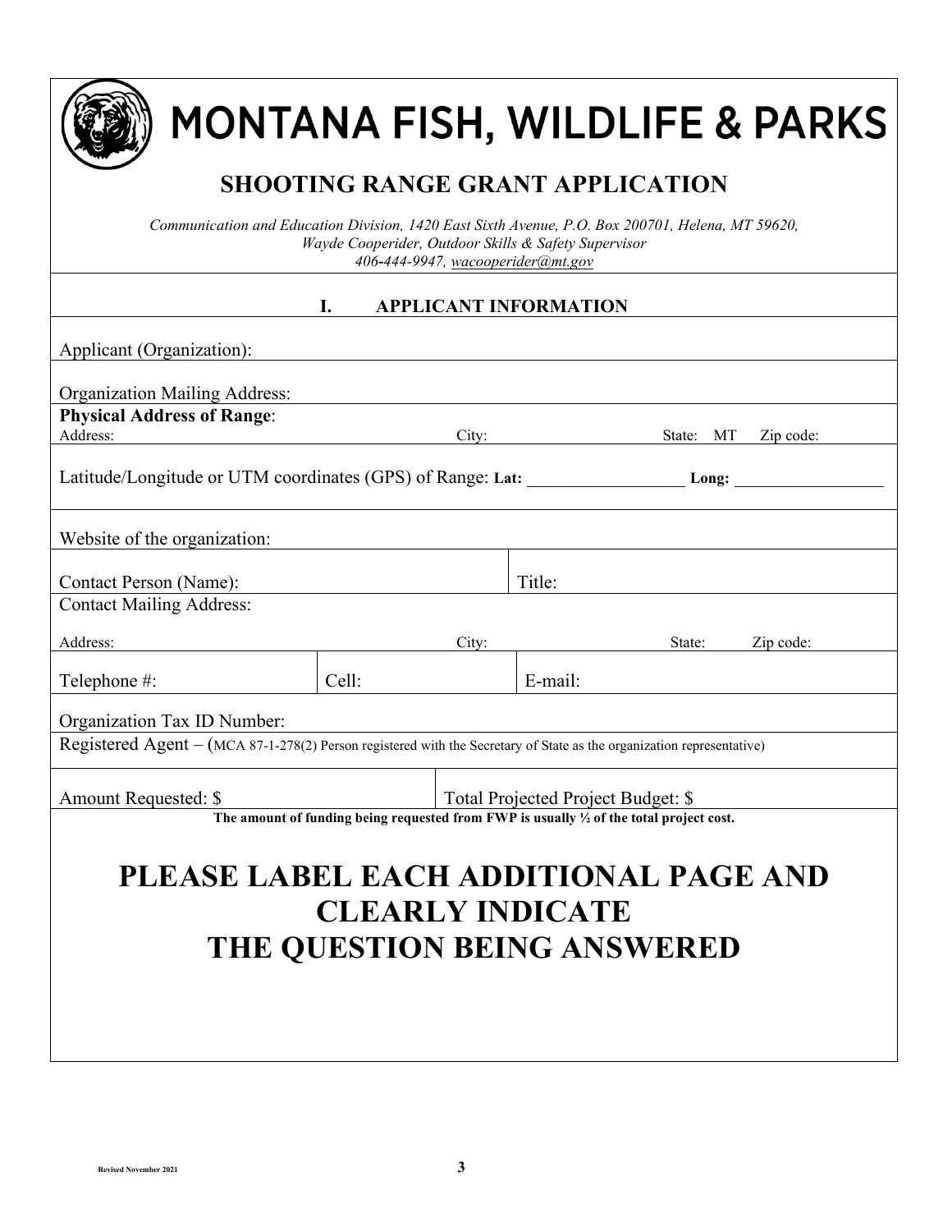# MONTANA FISH, WILDLIFE & PARKS

## SHOOTING RANGE GRANT APPLICATION

*Communication and Education Division, 1420 East Sixth Avenue, P.O. Box 200701, Helena, MT 59620,*
*Wayde Cooperider, Outdoor Skills & Safety Supervisor*
*406-444-9947, wacooperider@mt.gov*

### I. APPLICANT INFORMATION

Applicant (Organization):

Organization Mailing Address:

**Physical Address of Range**:
Address: City: State: MT Zip code:

Latitude/Longitude or UTM coordinates (GPS) of Range: **Lat:** __________________ **Long:** __________________

Website of the organization:

| Contact Person (Name): | Title: |
|---|---|

Contact Mailing Address:
Address: City: State: Zip code:

| Telephone #: | Cell: | E-mail: |
|---|---|---|

Organization Tax ID Number:

Registered Agent – (MCA 87-1-278(2) Person registered with the Secretary of State as the organization representative)

| Amount Requested: $ | Total Projected Project Budget: $ |
|---|---|

**The amount of funding being requested from FWP is usually ½ of the total project cost.**

# PLEASE LABEL EACH ADDITIONAL PAGE AND CLEARLY INDICATE THE QUESTION BEING ANSWERED

Revised November 2021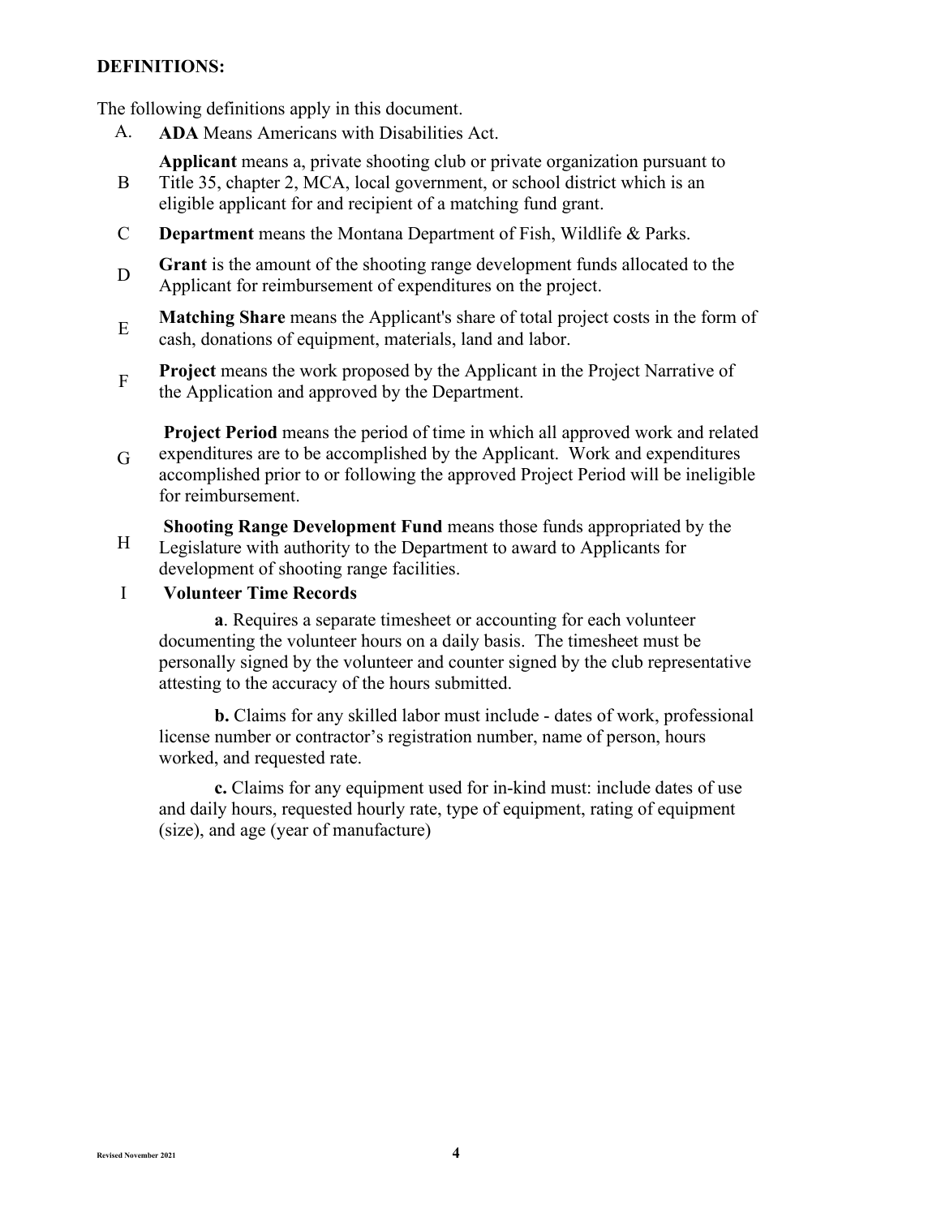**DEFINITIONS:**

The following definitions apply in this document.

A. **ADA** Means Americans with Disabilities Act.

B **Applicant** means a, private shooting club or private organization pursuant to Title 35, chapter 2, MCA, local government, or school district which is an eligible applicant for and recipient of a matching fund grant.

C **Department** means the Montana Department of Fish, Wildlife & Parks.

D **Grant** is the amount of the shooting range development funds allocated to the Applicant for reimbursement of expenditures on the project.

E **Matching Share** means the Applicant's share of total project costs in the form of cash, donations of equipment, materials, land and labor.

F **Project** means the work proposed by the Applicant in the Project Narrative of the Application and approved by the Department.

G **Project Period** means the period of time in which all approved work and related expenditures are to be accomplished by the Applicant. Work and expenditures accomplished prior to or following the approved Project Period will be ineligible for reimbursement.

H **Shooting Range Development Fund** means those funds appropriated by the Legislature with authority to the Department to award to Applicants for development of shooting range facilities.

I **Volunteer Time Records**

**a**. Requires a separate timesheet or accounting for each volunteer documenting the volunteer hours on a daily basis. The timesheet must be personally signed by the volunteer and counter signed by the club representative attesting to the accuracy of the hours submitted.

**b.** Claims for any skilled labor must include - dates of work, professional license number or contractor's registration number, name of person, hours worked, and requested rate.

**c.** Claims for any equipment used for in-kind must: include dates of use and daily hours, requested hourly rate, type of equipment, rating of equipment (size), and age (year of manufacture)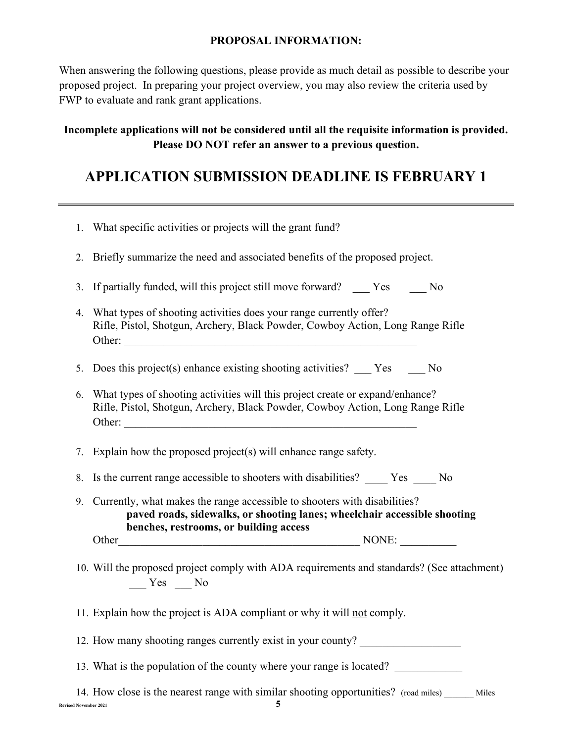**PROPOSAL INFORMATION:**

When answering the following questions, please provide as much detail as possible to describe your proposed project. In preparing your project overview, you may also review the criteria used by FWP to evaluate and rank grant applications.

**Incomplete applications will not be considered until all the requisite information is provided. Please DO NOT refer an answer to a previous question.**

# APPLICATION SUBMISSION DEADLINE IS FEBRUARY 1

---

1. What specific activities or projects will the grant fund?
2. Briefly summarize the need and associated benefits of the proposed project.
3. If partially funded, will this project still move forward? ___ Yes ___ No
4. What types of shooting activities does your range currently offer?
   Rifle, Pistol, Shotgun, Archery, Black Powder, Cowboy Action, Long Range Rifle
   Other: ______________________________________________________
5. Does this project(s) enhance existing shooting activities? ___ Yes ___ No
6. What types of shooting activities will this project create or expand/enhance?
   Rifle, Pistol, Shotgun, Archery, Black Powder, Cowboy Action, Long Range Rifle
   Other: ______________________________________________________
7. Explain how the proposed project(s) will enhance range safety.
8. Is the current range accessible to shooters with disabilities? ____ Yes ____ No
9. Currently, what makes the range accessible to shooters with disabilities?
   **paved roads, sidewalks, or shooting lanes; wheelchair accessible shooting benches, restrooms, or building access**
   Other____________________________________________ NONE: __________
10. Will the proposed project comply with ADA requirements and standards? (See attachment)
    ___ Yes ___ No
11. Explain how the project is ADA compliant or why it will not comply.
12. How many shooting ranges currently exist in your county? __________________
13. What is the population of the county where your range is located? ____________
14. How close is the nearest range with similar shooting opportunities? (road miles) ______ Miles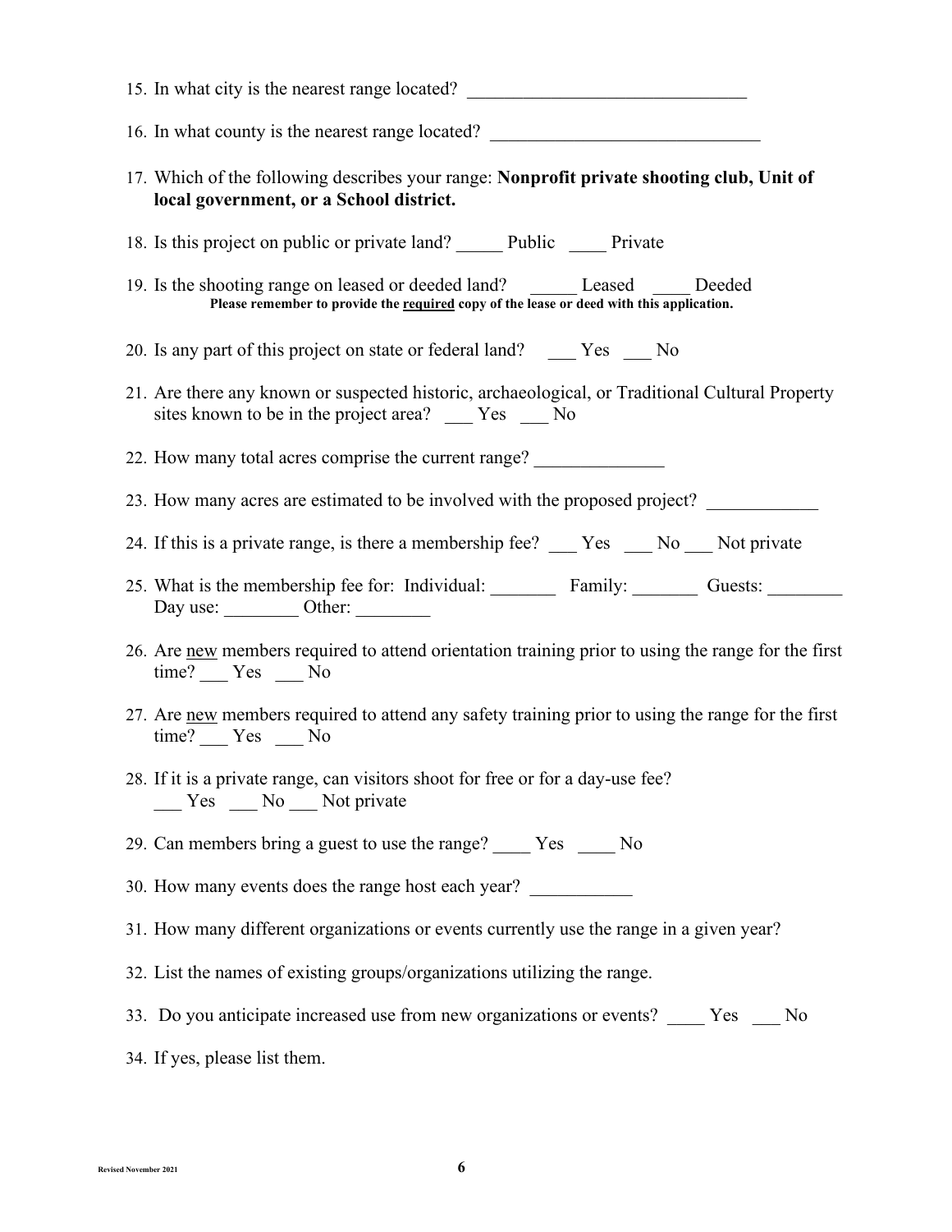15. In what city is the nearest range located? ______________________________

16. In what county is the nearest range located? ______________________________

17. Which of the following describes your range: **Nonprofit private shooting club, Unit of local government, or a School district.**

18. Is this project on public or private land? _____ Public ____ Private

19. Is the shooting range on leased or deeded land? _____ Leased ____ Deeded
    **Please remember to provide the <u>required</u> copy of the lease or deed with this application.**

20. Is any part of this project on state or federal land? ___ Yes ___ No

21. Are there any known or suspected historic, archaeological, or Traditional Cultural Property sites known to be in the project area? ___ Yes ___ No

22. How many total acres comprise the current range? ______________

23. How many acres are estimated to be involved with the proposed project? ____________

24. If this is a private range, is there a membership fee? ___ Yes ___ No ___ Not private

25. What is the membership fee for: Individual: _______ Family: _______ Guests: ________ Day use: ________ Other: ________

26. Are <u>new</u> members required to attend orientation training prior to using the range for the first time? ___ Yes ___ No

27. Are <u>new</u> members required to attend any safety training prior to using the range for the first time? ___ Yes ___ No

28. If it is a private range, can visitors shoot for free or for a day-use fee?
    ___ Yes ___ No ___ Not private

29. Can members bring a guest to use the range? ____ Yes ____ No

30. How many events does the range host each year? ___________

31. How many different organizations or events currently use the range in a given year?

32. List the names of existing groups/organizations utilizing the range.

33. Do you anticipate increased use from new organizations or events? ____ Yes ___ No

34. If yes, please list them.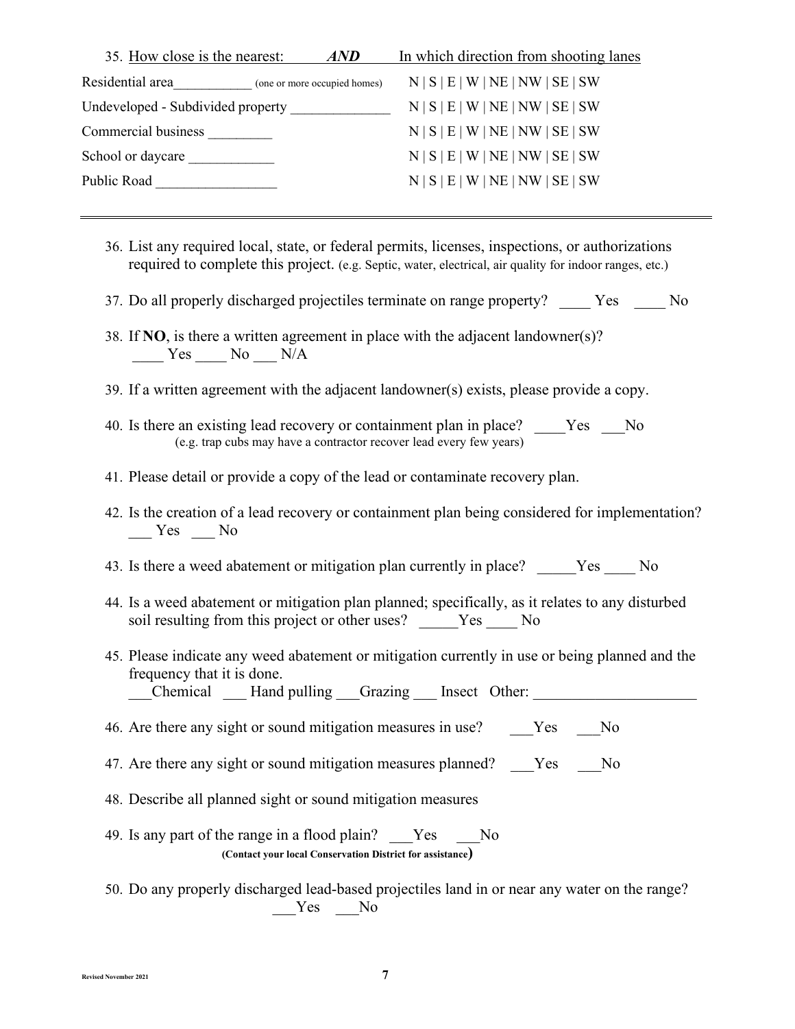35. <u>How close is the nearest:</u> ***AND*** <u>In which direction from shooting lanes</u>

| | |
|---|---|
| Residential area___________ (one or more occupied homes) | N \| S \| E \| W \| NE \| NW \| SE \| SW |
| Undeveloped - Subdivided property ______________ | N \| S \| E \| W \| NE \| NW \| SE \| SW |
| Commercial business _________ | N \| S \| E \| W \| NE \| NW \| SE \| SW |
| School or daycare ____________ | N \| S \| E \| W \| NE \| NW \| SE \| SW |
| Public Road _________________ | N \| S \| E \| W \| NE \| NW \| SE \| SW |

---

36. List any required local, state, or federal permits, licenses, inspections, or authorizations required to complete this project. (e.g. Septic, water, electrical, air quality for indoor ranges, etc.)

37. Do all properly discharged projectiles terminate on range property? ____ Yes ____ No

38. If **NO**, is there a written agreement in place with the adjacent landowner(s)?
____ Yes ____ No ___ N/A

39. If a written agreement with the adjacent landowner(s) exists, please provide a copy.

40. Is there an existing lead recovery or containment plan in place? ____Yes ___No
(e.g. trap cubs may have a contractor recover lead every few years)

41. Please detail or provide a copy of the lead or contaminate recovery plan.

42. Is the creation of a lead recovery or containment plan being considered for implementation?
___ Yes ___ No

43. Is there a weed abatement or mitigation plan currently in place? _____Yes ____ No

44. Is a weed abatement or mitigation plan planned; specifically, as it relates to any disturbed soil resulting from this project or other uses? _____Yes ____ No

45. Please indicate any weed abatement or mitigation currently in use or being planned and the frequency that it is done.
___Chemical ___ Hand pulling ___Grazing ___ Insect Other: _____________________

46. Are there any sight or sound mitigation measures in use? ___Yes ___No

47. Are there any sight or sound mitigation measures planned? ___Yes ___No

48. Describe all planned sight or sound mitigation measures

49. Is any part of the range in a flood plain? ___Yes ___No
**(Contact your local Conservation District for assistance)**

50. Do any properly discharged lead-based projectiles land in or near any water on the range?
___Yes ___No

Revised November 2021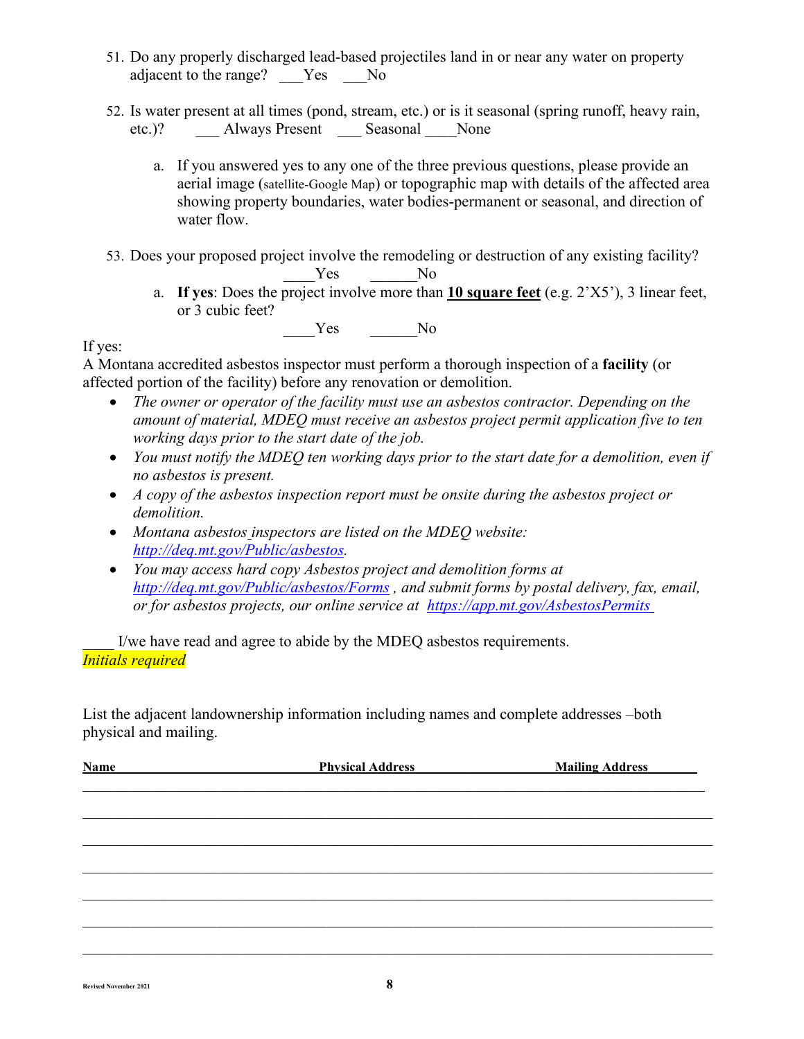51. Do any properly discharged lead-based projectiles land in or near any water on property adjacent to the range? ___Yes ___No

52. Is water present at all times (pond, stream, etc.) or is it seasonal (spring runoff, heavy rain, etc.)? ___ Always Present ___ Seasonal ____None

    a. If you answered yes to any one of the three previous questions, please provide an aerial image (satellite-Google Map) or topographic map with details of the affected area showing property boundaries, water bodies-permanent or seasonal, and direction of water flow.

53. Does your proposed project involve the remodeling or destruction of any existing facility?

    ____Yes ______No

    a. **If yes**: Does the project involve more than **<u>10 square feet</u>** (e.g. 2'X5'), 3 linear feet, or 3 cubic feet?

       ____Yes ______No

If yes:

A Montana accredited asbestos inspector must perform a thorough inspection of a **facility** (or affected portion of the facility) before any renovation or demolition.

- *The owner or operator of the facility must use an asbestos contractor. Depending on the amount of material, MDEQ must receive an asbestos project permit application five to ten working days prior to the start date of the job.*
- *You must notify the MDEQ ten working days prior to the start date for a demolition, even if no asbestos is present.*
- *A copy of the asbestos inspection report must be onsite during the asbestos project or demolition.*
- *Montana asbestos inspectors are listed on the MDEQ website: [http://deq.mt.gov/Public/asbestos](http://deq.mt.gov/Public/asbestos).*
- *You may access hard copy Asbestos project and demolition forms at [http://deq.mt.gov/Public/asbestos/Forms](http://deq.mt.gov/Public/asbestos/Forms) , and submit forms by postal delivery, fax, email, or for asbestos projects, our online service at [https://app.mt.gov/AsbestosPermits](https://app.mt.gov/AsbestosPermits)*

____ I/we have read and agree to abide by the MDEQ asbestos requirements.

*Initials required*

List the adjacent landownership information including names and complete addresses –both physical and mailing.

| Name | Physical Address | Mailing Address |
| --- | --- | --- |
| | | |
| | | |
| | | |
| | | |
| | | |
| | | |
| | | |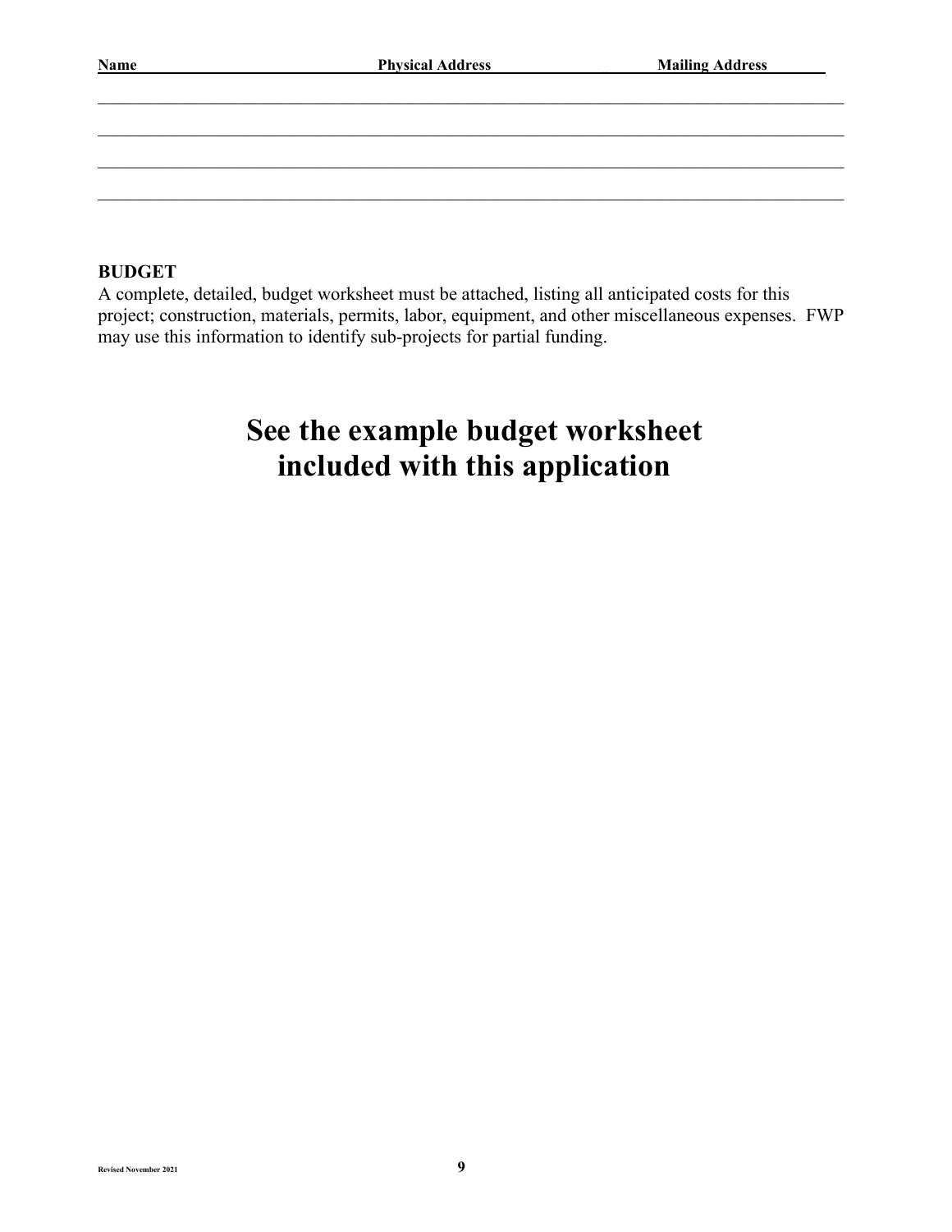| Name | Physical Address | Mailing Address |
| --- | --- | --- |
| | | |
| | | |
| | | |
| | | |

**BUDGET**

A complete, detailed, budget worksheet must be attached, listing all anticipated costs for this project; construction, materials, permits, labor, equipment, and other miscellaneous expenses. FWP may use this information to identify sub-projects for partial funding.

# See the example budget worksheet included with this application

Revised November 2021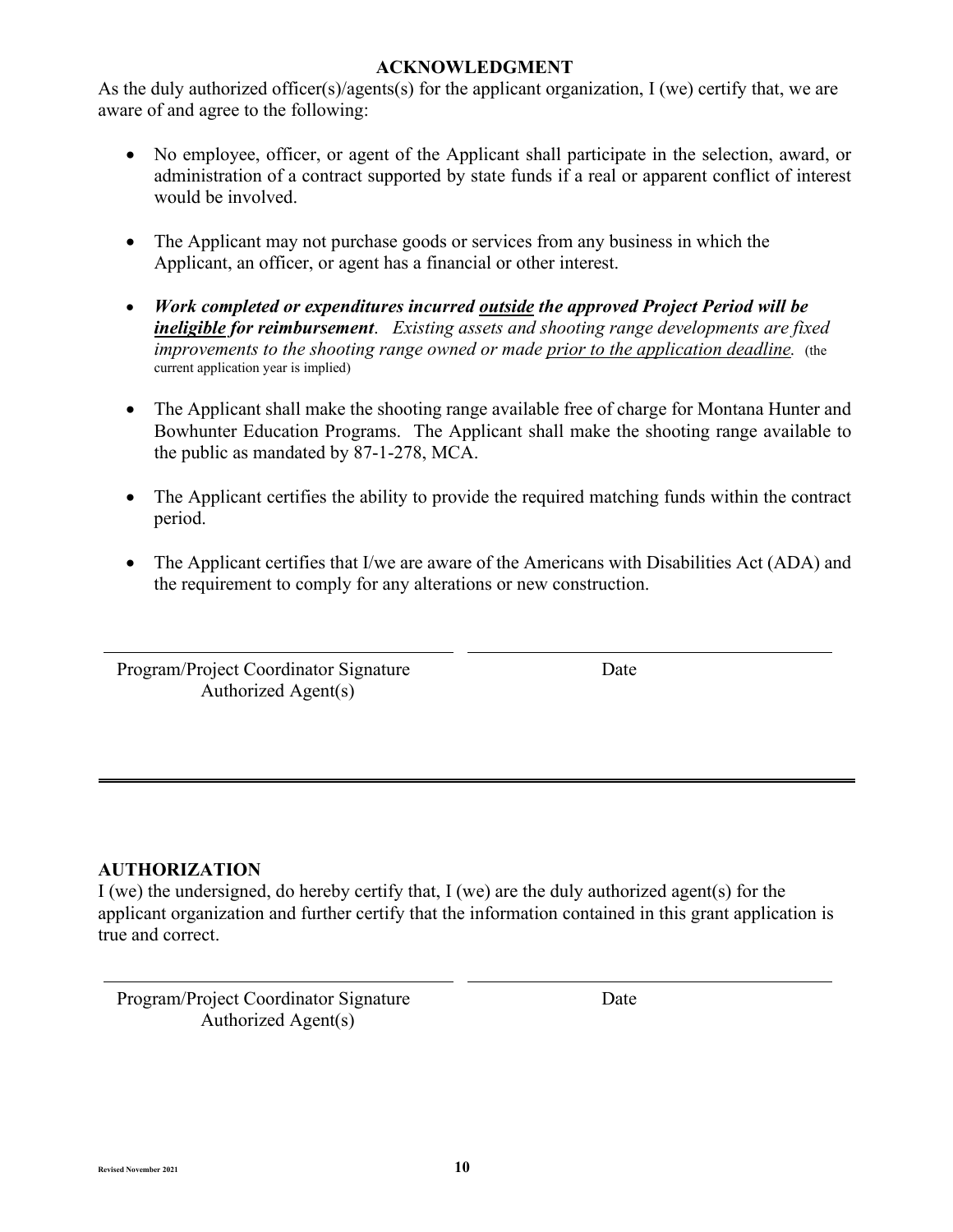## ACKNOWLEDGMENT

As the duly authorized officer(s)/agents(s) for the applicant organization, I (we) certify that, we are aware of and agree to the following:

- No employee, officer, or agent of the Applicant shall participate in the selection, award, or administration of a contract supported by state funds if a real or apparent conflict of interest would be involved.

- The Applicant may not purchase goods or services from any business in which the Applicant, an officer, or agent has a financial or other interest.

- ***Work completed or expenditures incurred <u>outside</u> the approved Project Period will be <u>ineligible</u> for reimbursement***. *Existing assets and shooting range developments are fixed improvements to the shooting range owned or made <u>prior to the application deadline</u>.* (the current application year is implied)

- The Applicant shall make the shooting range available free of charge for Montana Hunter and Bowhunter Education Programs. The Applicant shall make the shooting range available to the public as mandated by 87-1-278, MCA.

- The Applicant certifies the ability to provide the required matching funds within the contract period.

- The Applicant certifies that I/we are aware of the Americans with Disabilities Act (ADA) and the requirement to comply for any alterations or new construction.

\_\_\_\_\_\_\_\_\_\_\_\_\_\_\_\_\_\_\_\_\_\_\_\_\_\_\_\_\_\_\_\_\_\_\_\_ \_\_\_\_\_\_\_\_\_\_\_\_\_\_\_\_\_\_\_\_\_\_\_\_\_\_\_\_\_\_\_\_\_\_\_\_

Program/Project Coordinator Signature — Date
Authorized Agent(s)

---

## AUTHORIZATION

I (we) the undersigned, do hereby certify that, I (we) are the duly authorized agent(s) for the applicant organization and further certify that the information contained in this grant application is true and correct.

\_\_\_\_\_\_\_\_\_\_\_\_\_\_\_\_\_\_\_\_\_\_\_\_\_\_\_\_\_\_\_\_\_\_\_\_ \_\_\_\_\_\_\_\_\_\_\_\_\_\_\_\_\_\_\_\_\_\_\_\_\_\_\_\_\_\_\_\_\_\_\_\_

Program/Project Coordinator Signature — Date
Authorized Agent(s)

Revised November 2021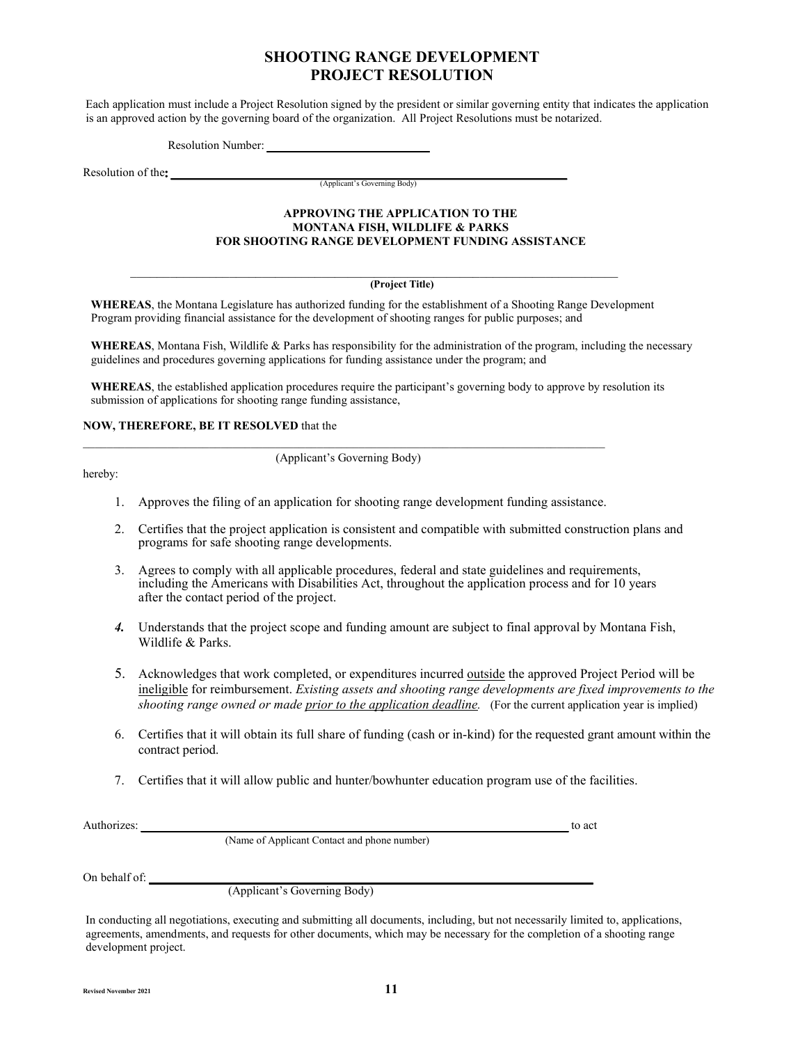# SHOOTING RANGE DEVELOPMENT
# PROJECT RESOLUTION

Each application must include a Project Resolution signed by the president or similar governing entity that indicates the application is an approved action by the governing board of the organization. All Project Resolutions must be notarized.

Resolution Number: ___________________________

Resolution of the**:** ____________________________________________________________________
(Applicant's Governing Body)

**APPROVING THE APPLICATION TO THE**
**MONTANA FISH, WILDLIFE & PARKS**
**FOR SHOOTING RANGE DEVELOPMENT FUNDING ASSISTANCE**

____________________________________________________________________________________________
**(Project Title)**

**WHEREAS**, the Montana Legislature has authorized funding for the establishment of a Shooting Range Development Program providing financial assistance for the development of shooting ranges for public purposes; and

**WHEREAS**, Montana Fish, Wildlife & Parks has responsibility for the administration of the program, including the necessary guidelines and procedures governing applications for funding assistance under the program; and

**WHEREAS**, the established application procedures require the participant's governing body to approve by resolution its submission of applications for shooting range funding assistance,

**NOW, THEREFORE, BE IT RESOLVED** that the

____________________________________________________________________________________________
(Applicant's Governing Body)

hereby:

1. Approves the filing of an application for shooting range development funding assistance.

2. Certifies that the project application is consistent and compatible with submitted construction plans and programs for safe shooting range developments.

3. Agrees to comply with all applicable procedures, federal and state guidelines and requirements, including the Americans with Disabilities Act, throughout the application process and for 10 years after the contact period of the project.

4. Understands that the project scope and funding amount are subject to final approval by Montana Fish, Wildlife & Parks.

5. Acknowledges that work completed, or expenditures incurred outside the approved Project Period will be ineligible for reimbursement. *Existing assets and shooting range developments are fixed improvements to the shooting range owned or made prior to the application deadline.* (For the current application year is implied)

6. Certifies that it will obtain its full share of funding (cash or in-kind) for the requested grant amount within the contract period.

7. Certifies that it will allow public and hunter/bowhunter education program use of the facilities.

Authorizes: ____________________________________________________________________ to act
(Name of Applicant Contact and phone number)

On behalf of: ____________________________________________________________________
(Applicant's Governing Body)

In conducting all negotiations, executing and submitting all documents, including, but not necessarily limited to, applications, agreements, amendments, and requests for other documents, which may be necessary for the completion of a shooting range development project.

Revised November 2021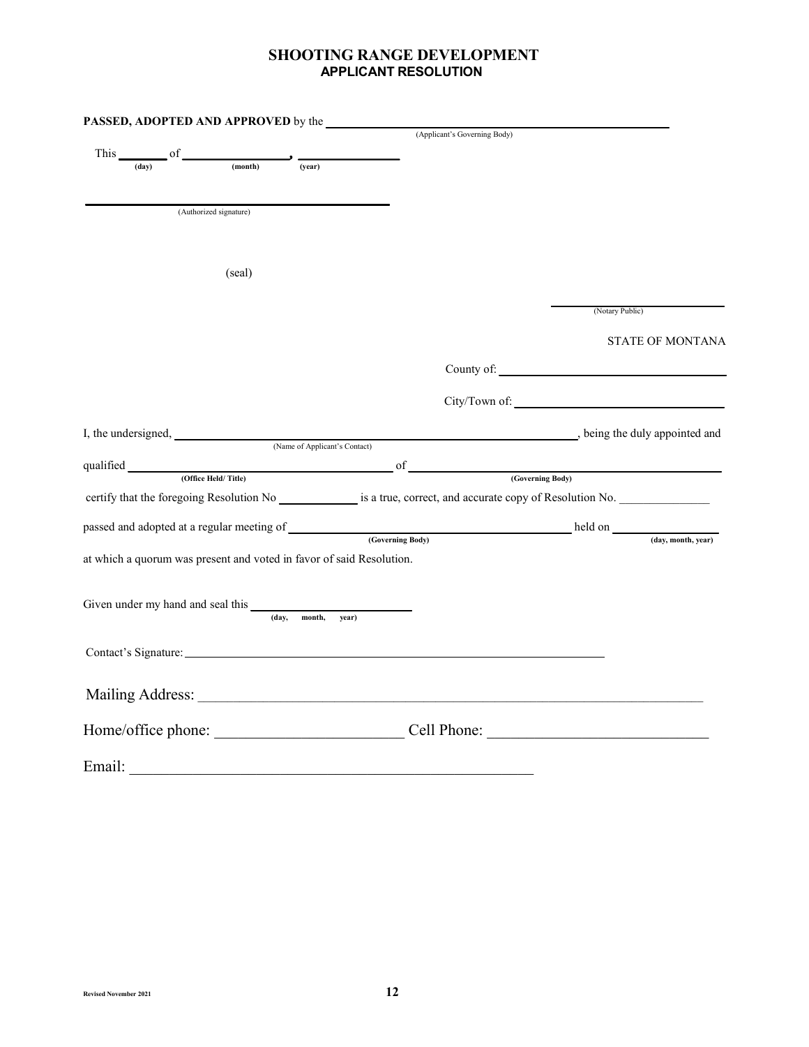# SHOOTING RANGE DEVELOPMENT
## APPLICANT RESOLUTION

**PASSED, ADOPTED AND APPROVED** by the ______________________________________________
(Applicant's Governing Body)

This ________ of ________________, ______________
(day) (month) (year)

______________________________________________
(Authorized signature)

(seal)

______________________________
(Notary Public)

STATE OF MONTANA

County of: ______________________________

City/Town of: ______________________________

I, the undersigned, ______________________________________________, being the duly appointed and
(Name of Applicant's Contact)

qualified ______________________________ of ______________________________
(Office Held/ Title) (Governing Body)

certify that the foregoing Resolution No ____________ is a true, correct, and accurate copy of Resolution No. ______________

passed and adopted at a regular meeting of ______________________________ held on ________________
(Governing Body) (day, month, year)

at which a quorum was present and voted in favor of said Resolution.

Given under my hand and seal this ________________________
(day, month, year)

Contact's Signature: ______________________________________________

Mailing Address: ______________________________________________

Home/office phone: ________________________ Cell Phone: ____________________________

Email: ______________________________________________

Revised November 2021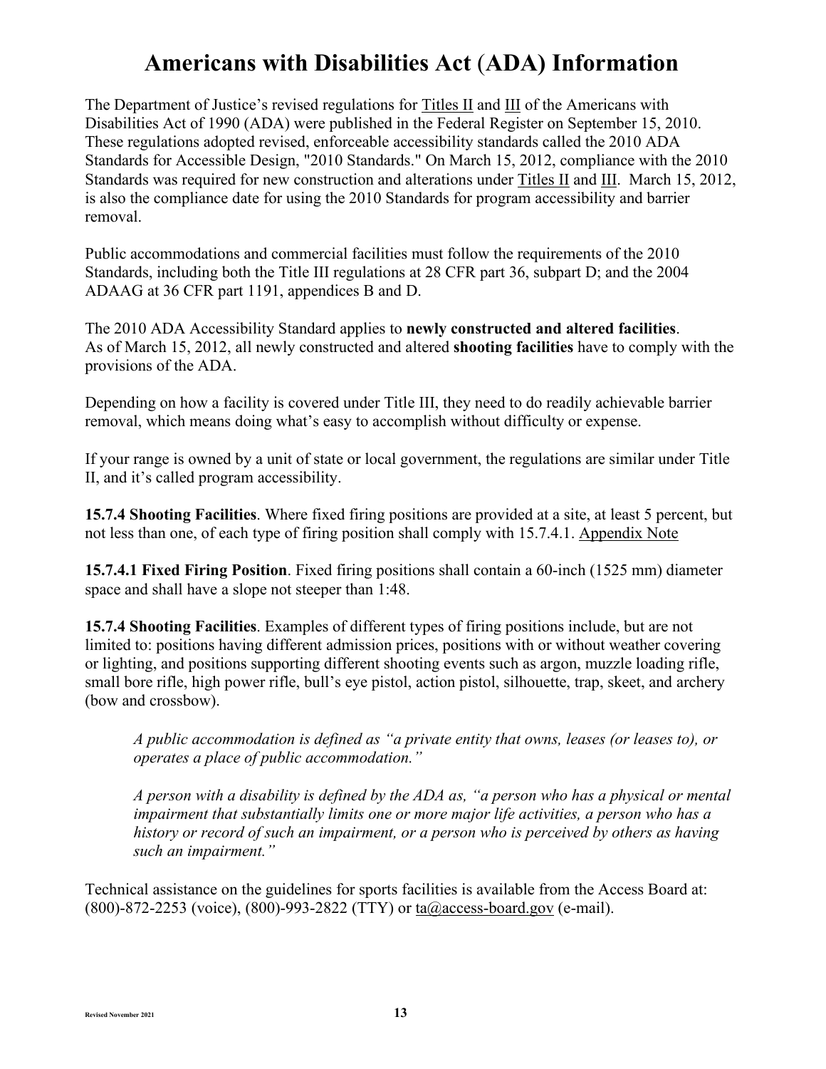# Americans with Disabilities Act (ADA) Information

The Department of Justice's revised regulations for Titles II and III of the Americans with Disabilities Act of 1990 (ADA) were published in the Federal Register on September 15, 2010. These regulations adopted revised, enforceable accessibility standards called the 2010 ADA Standards for Accessible Design, "2010 Standards." On March 15, 2012, compliance with the 2010 Standards was required for new construction and alterations under Titles II and III. March 15, 2012, is also the compliance date for using the 2010 Standards for program accessibility and barrier removal.

Public accommodations and commercial facilities must follow the requirements of the 2010 Standards, including both the Title III regulations at 28 CFR part 36, subpart D; and the 2004 ADAAG at 36 CFR part 1191, appendices B and D.

The 2010 ADA Accessibility Standard applies to **newly constructed and altered facilities**. As of March 15, 2012, all newly constructed and altered **shooting facilities** have to comply with the provisions of the ADA.

Depending on how a facility is covered under Title III, they need to do readily achievable barrier removal, which means doing what's easy to accomplish without difficulty or expense.

If your range is owned by a unit of state or local government, the regulations are similar under Title II, and it's called program accessibility.

**15.7.4 Shooting Facilities**. Where fixed firing positions are provided at a site, at least 5 percent, but not less than one, of each type of firing position shall comply with 15.7.4.1. Appendix Note

**15.7.4.1 Fixed Firing Position**. Fixed firing positions shall contain a 60-inch (1525 mm) diameter space and shall have a slope not steeper than 1:48.

**15.7.4 Shooting Facilities**. Examples of different types of firing positions include, but are not limited to: positions having different admission prices, positions with or without weather covering or lighting, and positions supporting different shooting events such as argon, muzzle loading rifle, small bore rifle, high power rifle, bull's eye pistol, action pistol, silhouette, trap, skeet, and archery (bow and crossbow).

> *A public accommodation is defined as "a private entity that owns, leases (or leases to), or operates a place of public accommodation."*
>
> *A person with a disability is defined by the ADA as, "a person who has a physical or mental impairment that substantially limits one or more major life activities, a person who has a history or record of such an impairment, or a person who is perceived by others as having such an impairment."*

Technical assistance on the guidelines for sports facilities is available from the Access Board at: (800)-872-2253 (voice), (800)-993-2822 (TTY) or ta@access-board.gov (e-mail).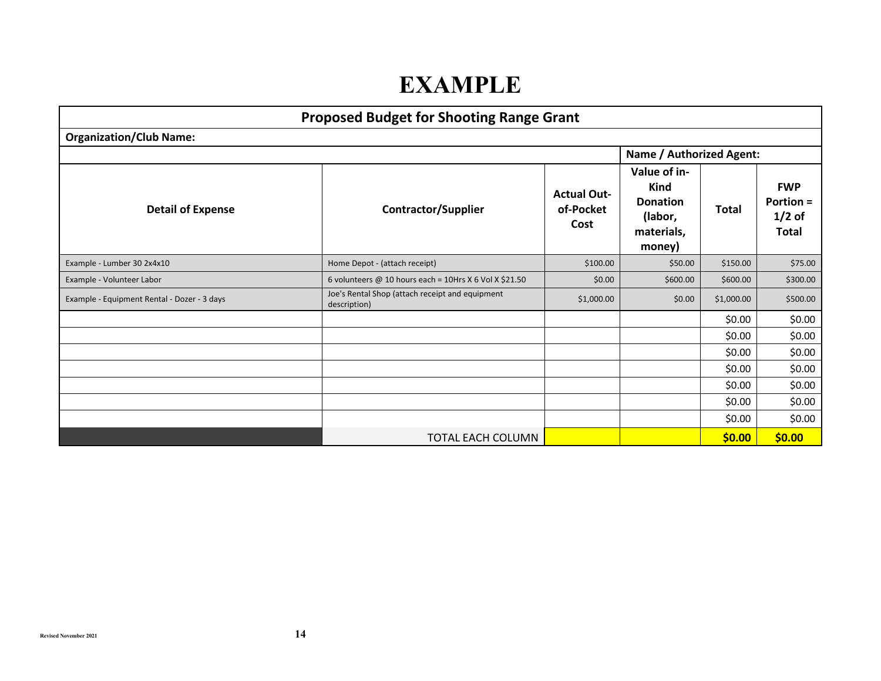# EXAMPLE

| Proposed Budget for Shooting Range Grant | | | | | |
|---|---|---|---|---|---|
| **Organization/Club Name:** | | | | | |
| | | | **Name / Authorized Agent:** | | |
| **Detail of Expense** | **Contractor/Supplier** | **Actual Out-of-Pocket Cost** | **Value of in-Kind Donation (labor, materials, money)** | **Total** | **FWP Portion = 1/2 of Total** |
| Example - Lumber 30 2x4x10 | Home Depot - (attach receipt) | $100.00 | $50.00 | $150.00 | $75.00 |
| Example - Volunteer Labor | 6 volunteers @ 10 hours each = 10Hrs X 6 Vol X $21.50 | $0.00 | $600.00 | $600.00 | $300.00 |
| Example - Equipment Rental - Dozer - 3 days | Joe's Rental Shop (attach receipt and equipment description) | $1,000.00 | $0.00 | $1,000.00 | $500.00 |
| | | | | $0.00 | $0.00 |
| | | | | $0.00 | $0.00 |
| | | | | $0.00 | $0.00 |
| | | | | $0.00 | $0.00 |
| | | | | $0.00 | $0.00 |
| | | | | $0.00 | $0.00 |
| | | | | $0.00 | $0.00 |
| | TOTAL EACH COLUMN | | | **$0.00** | **$0.00** |

Revised November 2021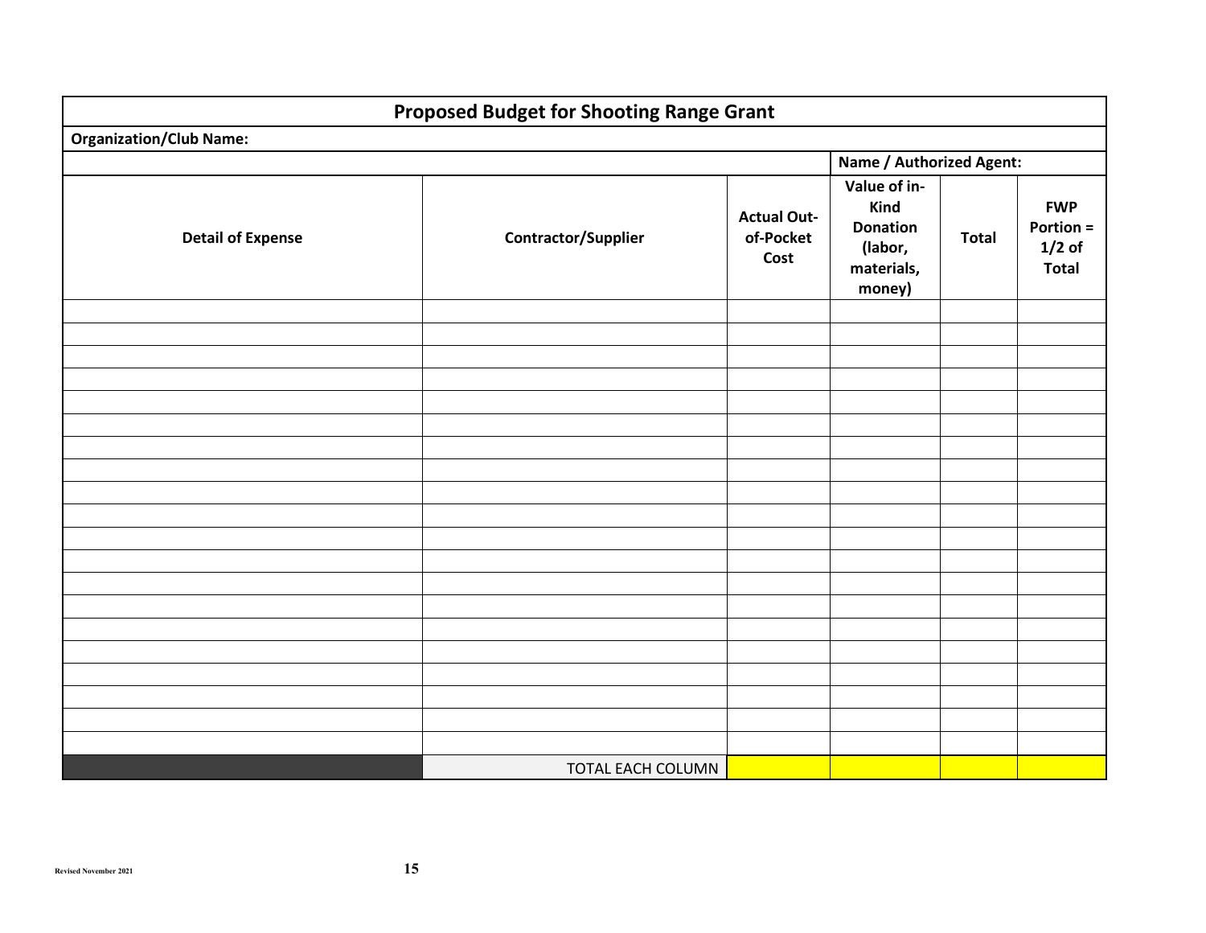## Proposed Budget for Shooting Range Grant

**Organization/Club Name:**

**Name / Authorized Agent:**

| Detail of Expense | Contractor/Supplier | Actual Out-of-Pocket Cost | Value of in-Kind Donation (labor, materials, money) | Total | FWP Portion = 1/2 of Total |
|---|---|---|---|---|---|
| | | | | | |
| | | | | | |
| | | | | | |
| | | | | | |
| | | | | | |
| | | | | | |
| | | | | | |
| | | | | | |
| | | | | | |
| | | | | | |
| | | | | | |
| | | | | | |
| | | | | | |
| | | | | | |
| | | | | | |
| | | | | | |
| | | | | | |
| | | | | | |
| | | | | | |
| | | | | | |
| | TOTAL EACH COLUMN | | | | |

Revised November 2021